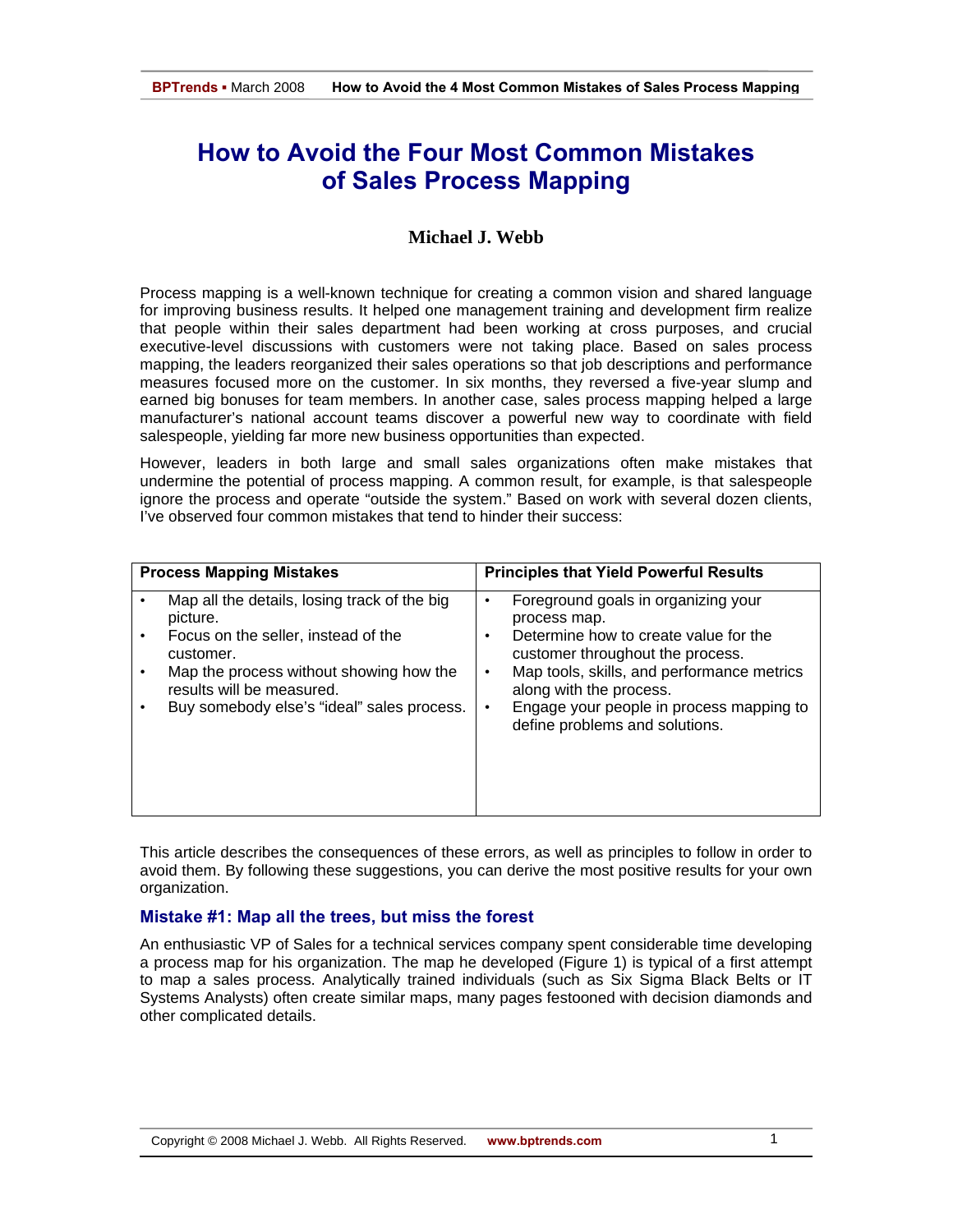# How to Avoid the Four Most Common Mistakes of Sales Process Mapping

**Michael J. Webb**

Process mapping is a well-known technique for creating a common vision and shared language for improving business results. It helped one management training and development firm realize that people within their sales department had been working at cross purposes, and crucial executive-level discussions with customers were not taking place. Based on sales process mapping, the leaders reorganized their sales operations so that job descriptions and performance measures focused more on the customer. In six months, they reversed a five-year slump and earned big bonuses for team members. In another case, sales process mapping helped a large manufacturer's national account teams discover a powerful new way to coordinate with field salespeople, yielding far more new business opportunities than expected.

However, leaders in both large and small sales organizations often make mistakes that undermine the potential of process mapping. A common result, for example, is that salespeople ignore the process and operate "outside the system." Based on work with several dozen clients, I've observed four common mistakes that tend to hinder their success:

| Process Mapping Mistakes | Principles that Yield Powerful Results |
|---|---|
| • Map all the details, losing track of the big picture.<br>• Focus on the seller, instead of the customer.<br>• Map the process without showing how the results will be measured.<br>• Buy somebody else's "ideal" sales process. | • Foreground goals in organizing your process map.<br>• Determine how to create value for the customer throughout the process.<br>• Map tools, skills, and performance metrics along with the process.<br>• Engage your people in process mapping to define problems and solutions. |

This article describes the consequences of these errors, as well as principles to follow in order to avoid them. By following these suggestions, you can derive the most positive results for your own organization.

### Mistake #1: Map all the trees, but miss the forest

An enthusiastic VP of Sales for a technical services company spent considerable time developing a process map for his organization. The map he developed (Figure 1) is typical of a first attempt to map a sales process. Analytically trained individuals (such as Six Sigma Black Belts or IT Systems Analysts) often create similar maps, many pages festooned with decision diamonds and other complicated details.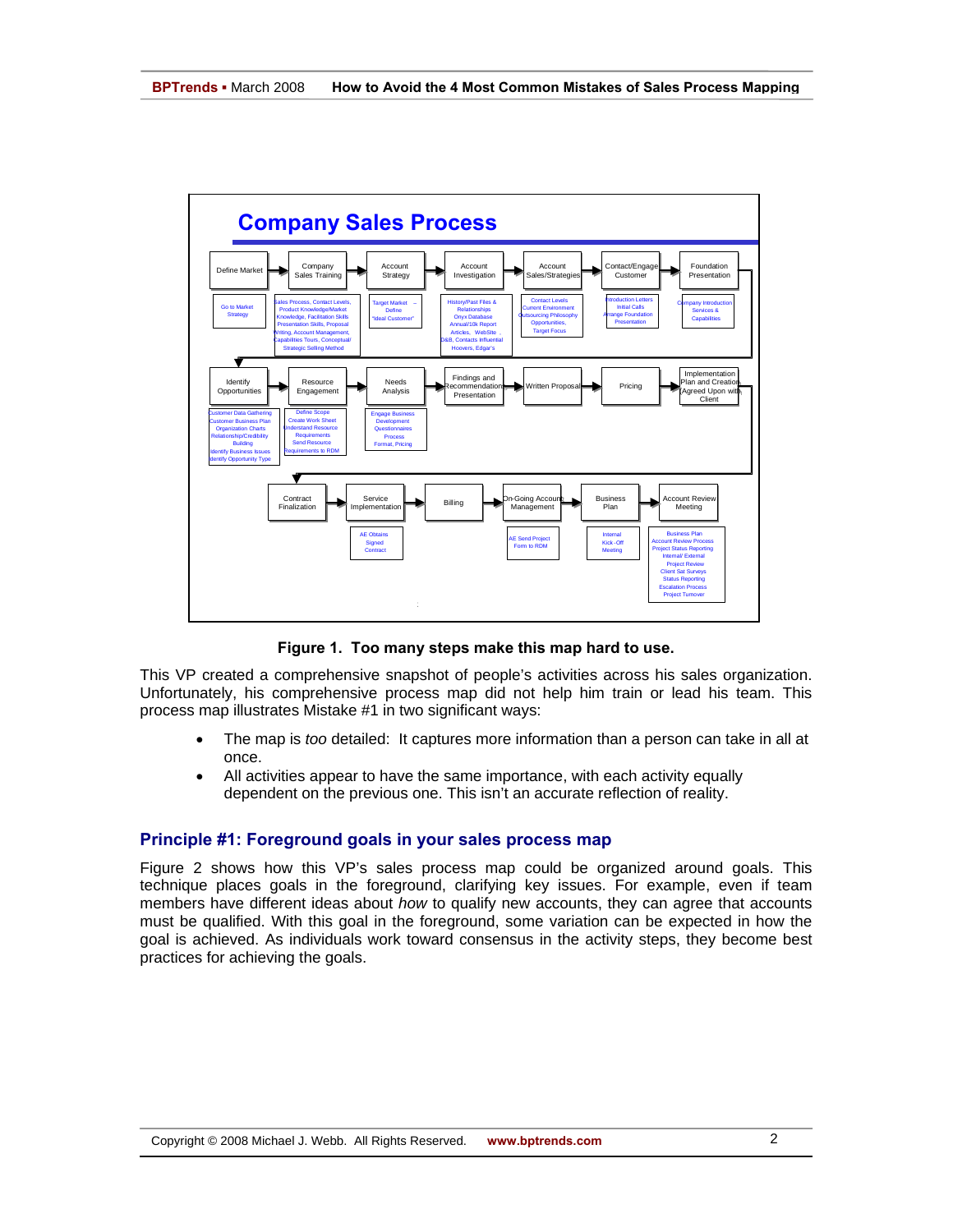**Figure 1. Too many steps make this map hard to use.**

This VP created a comprehensive snapshot of people's activities across his sales organization. Unfortunately, his comprehensive process map did not help him train or lead his team. This process map illustrates Mistake #1 in two significant ways:

- The map is *too* detailed: It captures more information than a person can take in all at once.
- All activities appear to have the same importance, with each activity equally dependent on the previous one. This isn't an accurate reflection of reality.

## Principle #1: Foreground goals in your sales process map

Figure 2 shows how this VP's sales process map could be organized around goals. This technique places goals in the foreground, clarifying key issues. For example, even if team members have different ideas about *how* to qualify new accounts, they can agree that accounts must be qualified. With this goal in the foreground, some variation can be expected in how the goal is achieved. As individuals work toward consensus in the activity steps, they become best practices for achieving the goals.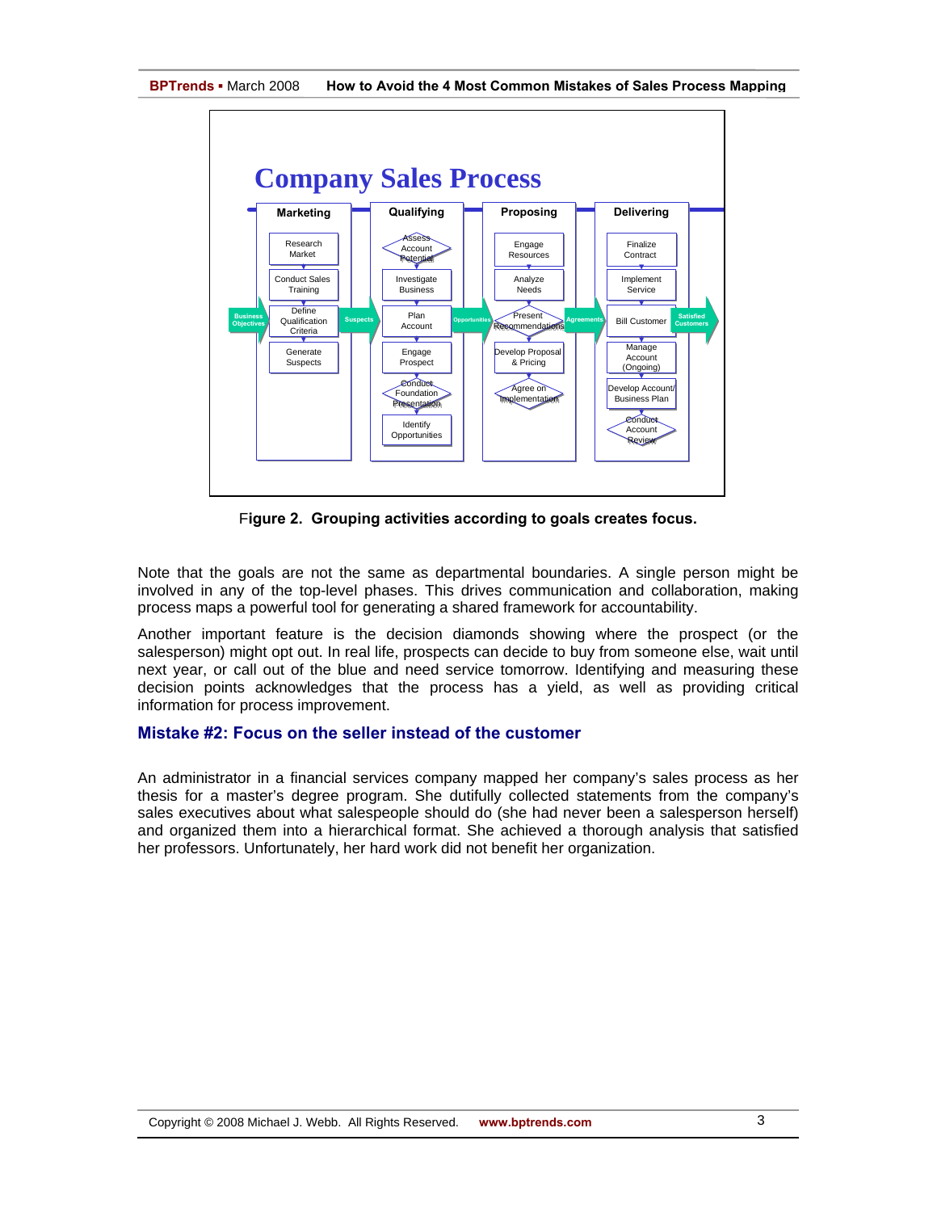Figure 2. Grouping activities according to goals creates focus.

Note that the goals are not the same as departmental boundaries. A single person might be involved in any of the top-level phases. This drives communication and collaboration, making process maps a powerful tool for generating a shared framework for accountability.

Another important feature is the decision diamonds showing where the prospect (or the salesperson) might opt out. In real life, prospects can decide to buy from someone else, wait until next year, or call out of the blue and need service tomorrow. Identifying and measuring these decision points acknowledges that the process has a yield, as well as providing critical information for process improvement.

## Mistake #2: Focus on the seller instead of the customer

An administrator in a financial services company mapped her company's sales process as her thesis for a master's degree program. She dutifully collected statements from the company's sales executives about what salespeople should do (she had never been a salesperson herself) and organized them into a hierarchical format. She achieved a thorough analysis that satisfied her professors. Unfortunately, her hard work did not benefit her organization.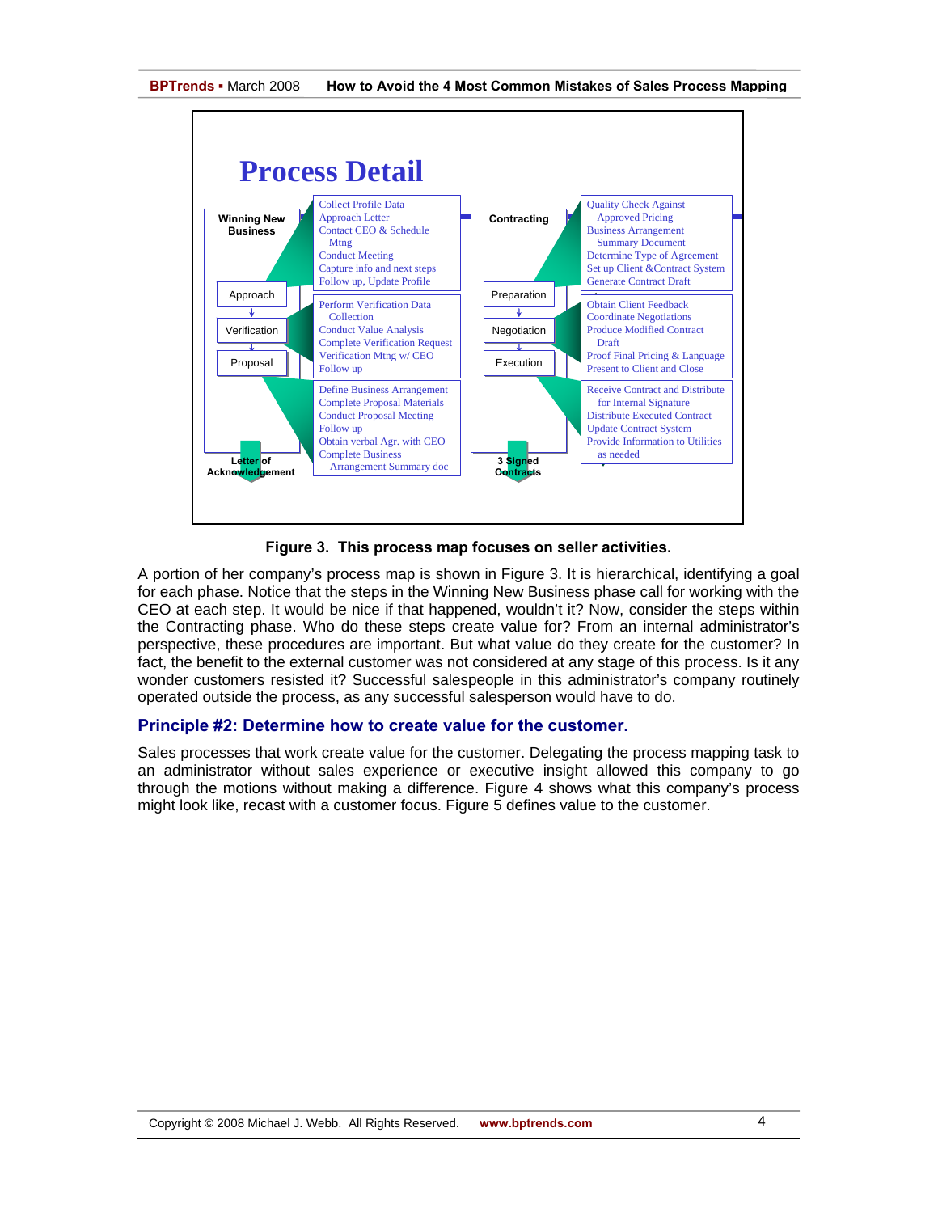**Process Detail**

**Winning New Business**

- Approach
  - Collect Profile Data
  - Approach Letter
  - Contact CEO & Schedule Mtng
  - Conduct Meeting
  - Capture info and next steps
  - Follow up, Update Profile
- Verification
  - Perform Verification Data Collection
  - Conduct Value Analysis
  - Complete Verification Request
  - Verification Mtng w/ CEO
  - Follow up
- Proposal
  - Define Business Arrangement
  - Complete Proposal Materials
  - Conduct Proposal Meeting
  - Follow up
  - Obtain verbal Agr. with CEO
  - Complete Business Arrangement Summary doc

Letter of Acknowledgement

**Contracting**

- Preparation
  - Quality Check Against Approved Pricing
  - Business Arrangement Summary Document
  - Determine Type of Agreement
  - Set up Client &Contract System
  - Generate Contract Draft
- Negotiation
  - Obtain Client Feedback
  - Coordinate Negotiations
  - Produce Modified Contract Draft
  - Proof Final Pricing & Language
  - Present to Client and Close
- Execution
  - Receive Contract and Distribute for Internal Signature
  - Distribute Executed Contract
  - Update Contract System
  - Provide Information to Utilities as needed

3 Signed Contracts

**Figure 3. This process map focuses on seller activities.**

A portion of her company's process map is shown in Figure 3. It is hierarchical, identifying a goal for each phase. Notice that the steps in the Winning New Business phase call for working with the CEO at each step. It would be nice if that happened, wouldn't it? Now, consider the steps within the Contracting phase. Who do these steps create value for? From an internal administrator's perspective, these procedures are important. But what value do they create for the customer? In fact, the benefit to the external customer was not considered at any stage of this process. Is it any wonder customers resisted it? Successful salespeople in this administrator's company routinely operated outside the process, as any successful salesperson would have to do.

### Principle #2: Determine how to create value for the customer.

Sales processes that work create value for the customer. Delegating the process mapping task to an administrator without sales experience or executive insight allowed this company to go through the motions without making a difference. Figure 4 shows what this company's process might look like, recast with a customer focus. Figure 5 defines value to the customer.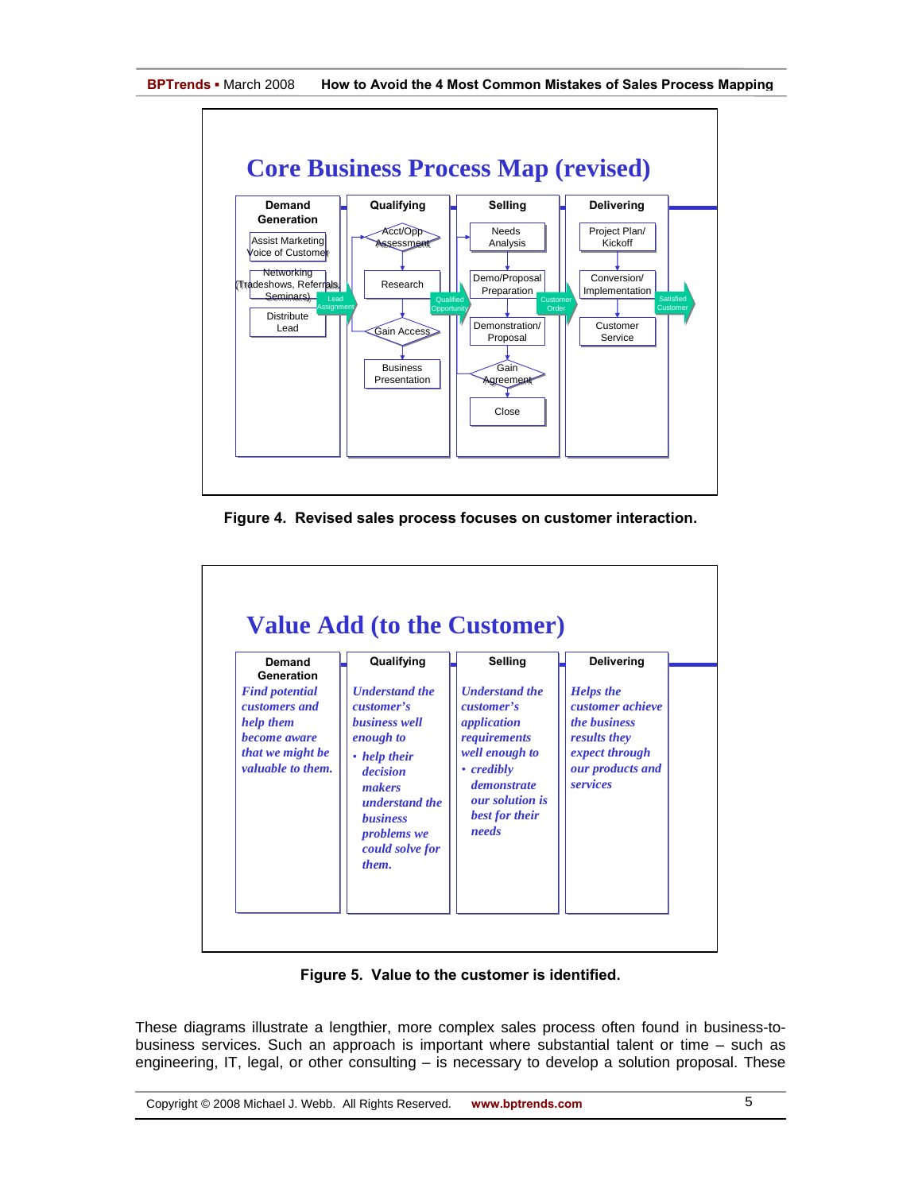## Core Business Process Map (revised)

| Demand Generation | Qualifying | Selling | Delivering |
|---|---|---|---|
| Assist Marketing Voice of Customer | Acct/Opp Assessment | Needs Analysis | Project Plan/ Kickoff |
| Networking (Tradeshows, Referrals, Seminars) | Research | Demo/Proposal Preparation | Conversion/ Implementation |
| Distribute Lead | Gain Access | Demonstration/ Proposal | Customer Service |
| | Business Presentation | Gain Agreement | |
| | | Close | |

Transitions: Lead Assignment → Qualified Opportunity → Customer Order → Satisfied Customer

**Figure 4. Revised sales process focuses on customer interaction.**

## Value Add (to the Customer)

| Demand Generation | Qualifying | Selling | Delivering |
|---|---|---|---|
| *Find potential customers and help them become aware that we might be valuable to them.* | *Understand the customer's business well enough to* <br>• *help their decision makers understand the business problems we could solve for them.* | *Understand the customer's application requirements well enough to* <br>• *credibly demonstrate our solution is best for their needs* | *Helps the customer achieve the business results they expect through our products and services* |

**Figure 5. Value to the customer is identified.**

These diagrams illustrate a lengthier, more complex sales process often found in business-to-business services. Such an approach is important where substantial talent or time – such as engineering, IT, legal, or other consulting – is necessary to develop a solution proposal. These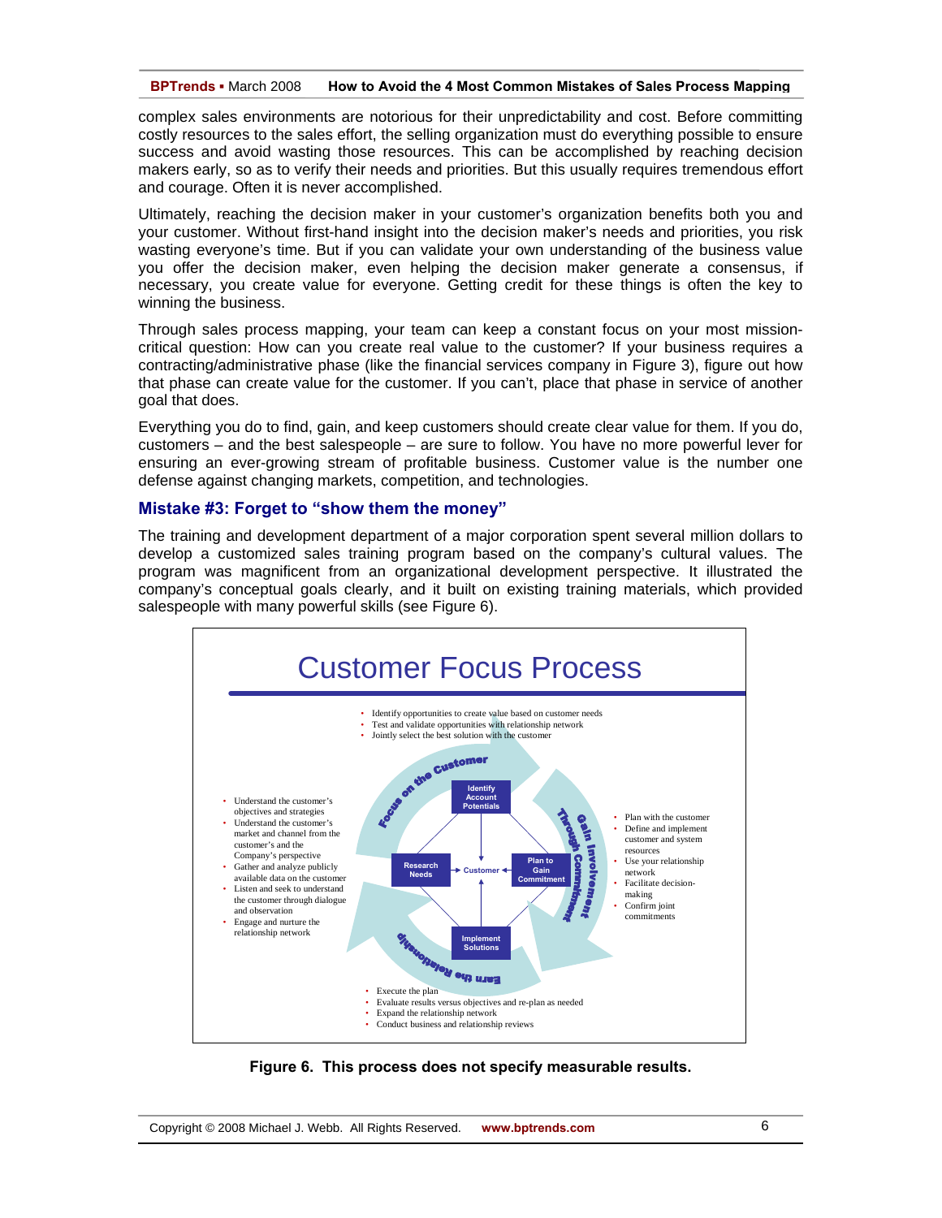complex sales environments are notorious for their unpredictability and cost. Before committing costly resources to the sales effort, the selling organization must do everything possible to ensure success and avoid wasting those resources. This can be accomplished by reaching decision makers early, so as to verify their needs and priorities. But this usually requires tremendous effort and courage. Often it is never accomplished.

Ultimately, reaching the decision maker in your customer's organization benefits both you and your customer. Without first-hand insight into the decision maker's needs and priorities, you risk wasting everyone's time. But if you can validate your own understanding of the business value you offer the decision maker, even helping the decision maker generate a consensus, if necessary, you create value for everyone. Getting credit for these things is often the key to winning the business.

Through sales process mapping, your team can keep a constant focus on your most mission-critical question: How can you create real value to the customer? If your business requires a contracting/administrative phase (like the financial services company in Figure 3), figure out how that phase can create value for the customer. If you can't, place that phase in service of another goal that does.

Everything you do to find, gain, and keep customers should create clear value for them. If you do, customers – and the best salespeople – are sure to follow. You have no more powerful lever for ensuring an ever-growing stream of profitable business. Customer value is the number one defense against changing markets, competition, and technologies.

## Mistake #3: Forget to "show them the money"

The training and development department of a major corporation spent several million dollars to develop a customized sales training program based on the company's cultural values. The program was magnificent from an organizational development perspective. It illustrated the company's conceptual goals clearly, and it built on existing training materials, which provided salespeople with many powerful skills (see Figure 6).

**Customer Focus Process**

- Identify opportunities to create value based on customer needs
- Test and validate opportunities with relationship network
- Jointly select the best solution with the customer

Focus on the Customer — Identify Account Potentials

- Understand the customer's objectives and strategies
- Understand the customer's market and channel from the customer's and the Company's perspective
- Gather and analyze publicly available data on the customer
- Listen and seek to understand the customer through dialogue and observation
- Engage and nurture the relationship network

Research Needs → Customer ← Plan to Gain Commitment

Gain Involvement Through Commitment

- Plan with the customer
- Define and implement customer and system resources
- Use your relationship network
- Facilitate decision-making
- Confirm joint commitments

Earn the Relationship — Implement Solutions

- Execute the plan
- Evaluate results versus objectives and re-plan as needed
- Expand the relationship network
- Conduct business and relationship reviews

**Figure 6. This process does not specify measurable results.**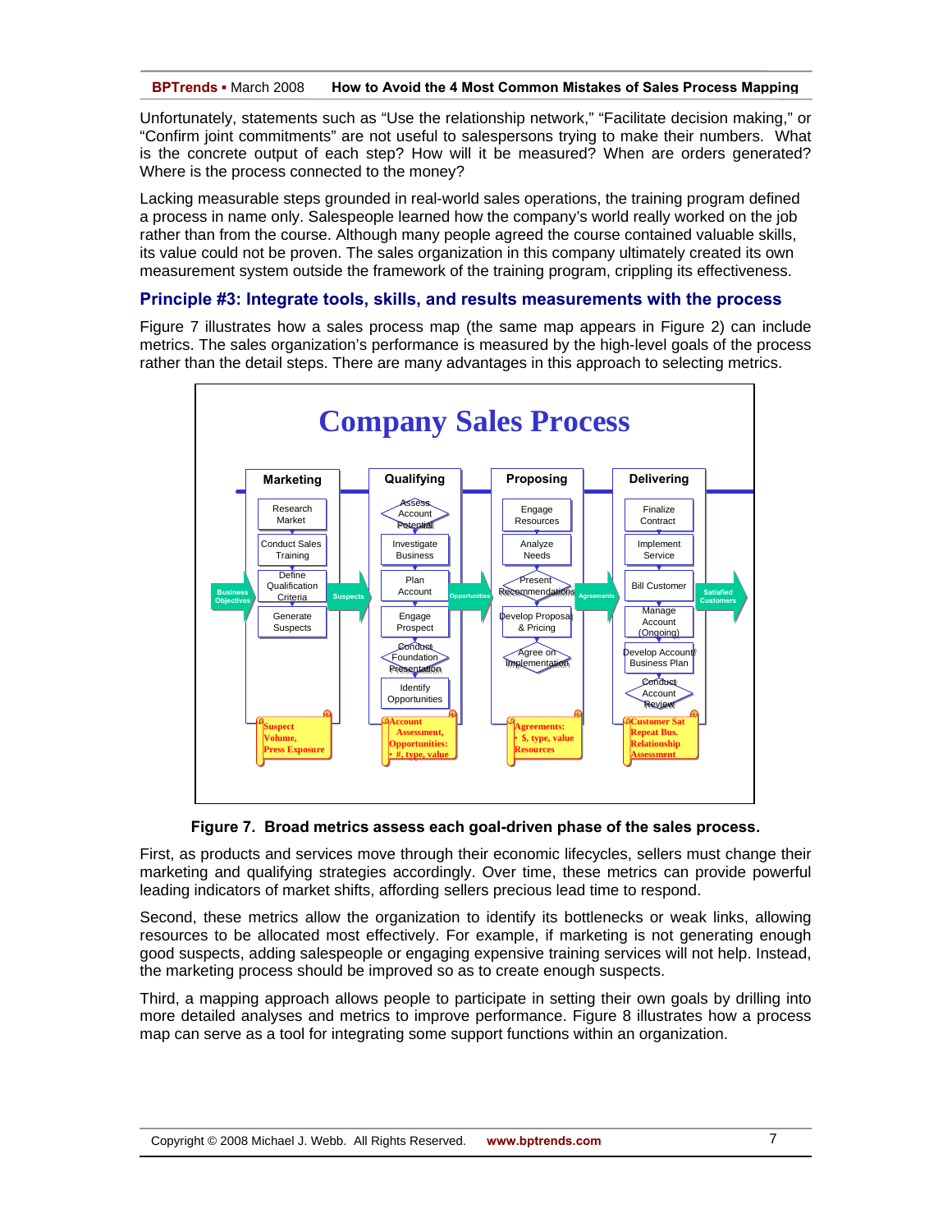Unfortunately, statements such as "Use the relationship network," "Facilitate decision making," or "Confirm joint commitments" are not useful to salespersons trying to make their numbers. What is the concrete output of each step? How will it be measured? When are orders generated? Where is the process connected to the money?

Lacking measurable steps grounded in real-world sales operations, the training program defined a process in name only. Salespeople learned how the company's world really worked on the job rather than from the course. Although many people agreed the course contained valuable skills, its value could not be proven. The sales organization in this company ultimately created its own measurement system outside the framework of the training program, crippling its effectiveness.

### Principle #3: Integrate tools, skills, and results measurements with the process

Figure 7 illustrates how a sales process map (the same map appears in Figure 2) can include metrics. The sales organization's performance is measured by the high-level goals of the process rather than the detail steps. There are many advantages in this approach to selecting metrics.

**Company Sales Process**

Business Objectives → **Marketing**: Research Market; Conduct Sales Training; Define Qualification Criteria; Generate Suspects. *Metrics: Suspect Volume, Press Exposure*

Suspects → **Qualifying**: Assess Account Potential; Investigate Business; Plan Account; Engage Prospect; Conduct Foundation Presentation; Identify Opportunities. *Metrics: Account Assessment, Opportunities: • #, type, value*

Opportunities → **Proposing**: Engage Resources; Analyze Needs; Present Recommendations; Develop Proposal & Pricing; Agree on Implementation. *Metrics: Agreements: • $, type, value; Resources*

Agreements → **Delivering**: Finalize Contract; Implement Service; Bill Customer; Manage Account (Ongoing); Develop Account Business Plan; Conduct Account Review. *Metrics: Customer Sat; Repeat Bus.; Relationship Assessment*

→ Satisfied Customers

**Figure 7. Broad metrics assess each goal-driven phase of the sales process.**

First, as products and services move through their economic lifecycles, sellers must change their marketing and qualifying strategies accordingly. Over time, these metrics can provide powerful leading indicators of market shifts, affording sellers precious lead time to respond.

Second, these metrics allow the organization to identify its bottlenecks or weak links, allowing resources to be allocated most effectively. For example, if marketing is not generating enough good suspects, adding salespeople or engaging expensive training services will not help. Instead, the marketing process should be improved so as to create enough suspects.

Third, a mapping approach allows people to participate in setting their own goals by drilling into more detailed analyses and metrics to improve performance. Figure 8 illustrates how a process map can serve as a tool for integrating some support functions within an organization.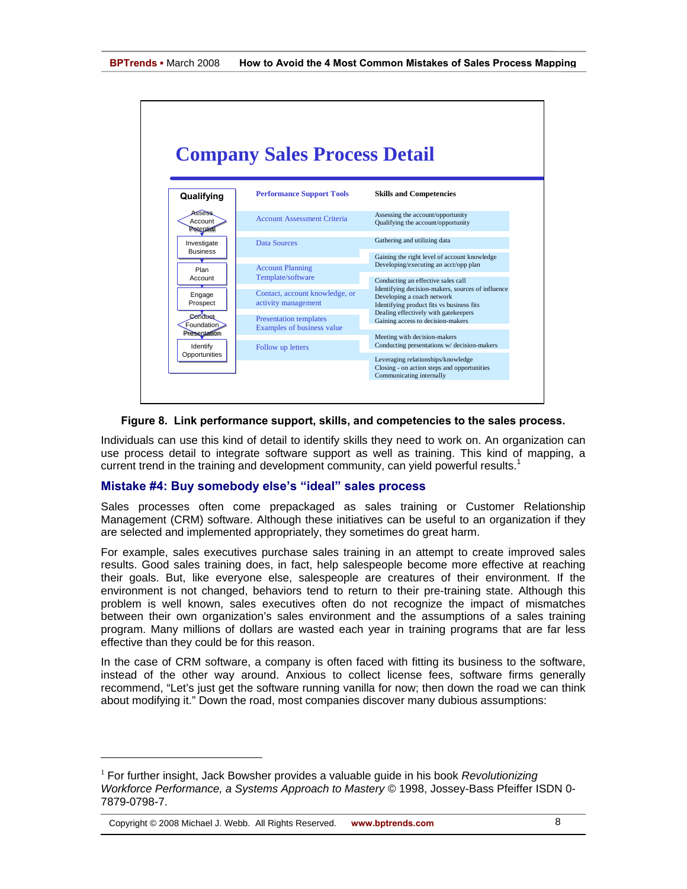## Company Sales Process Detail

| Qualifying | Performance Support Tools | Skills and Competencies |
|---|---|---|
| Assess Account Potential | Account Assessment Criteria | Assessing the account/opportunity<br>Qualifying the account/opportunity |
| Investigate Business | Data Sources | Gathering and utilizing data |
| Plan Account | Account Planning Template/software | Gaining the right level of account knowledge<br>Developing/executing an acct/opp plan |
| Engage Prospect | Contact, account knowledge, or activity management | Conducting an effective sales call<br>Identifying decision-makers, sources of influence<br>Developing a coach network<br>Identifying product fits vs business fits<br>Dealing effectively with gatekeepers<br>Gaining access to decision-makers |
| Conduct Foundation Presentation | Presentation templates<br>Examples of business value | Meeting with decision-makers<br>Conducting presentations w/ decision-makers |
| Identify Opportunities | Follow up letters | Leveraging relationships/knowledge<br>Closing - on action steps and opportunities<br>Communicating internally |

**Figure 8. Link performance support, skills, and competencies to the sales process.**

Individuals can use this kind of detail to identify skills they need to work on. An organization can use process detail to integrate software support as well as training. This kind of mapping, a current trend in the training and development community, can yield powerful results.[1]

### Mistake #4: Buy somebody else's "ideal" sales process

Sales processes often come prepackaged as sales training or Customer Relationship Management (CRM) software. Although these initiatives can be useful to an organization if they are selected and implemented appropriately, they sometimes do great harm.

For example, sales executives purchase sales training in an attempt to create improved sales results. Good sales training does, in fact, help salespeople become more effective at reaching their goals. But, like everyone else, salespeople are creatures of their environment. If the environment is not changed, behaviors tend to return to their pre-training state. Although this problem is well known, sales executives often do not recognize the impact of mismatches between their own organization's sales environment and the assumptions of a sales training program. Many millions of dollars are wasted each year in training programs that are far less effective than they could be for this reason.

In the case of CRM software, a company is often faced with fitting its business to the software, instead of the other way around. Anxious to collect license fees, software firms generally recommend, "Let's just get the software running vanilla for now; then down the road we can think about modifying it." Down the road, most companies discover many dubious assumptions:

---

[1] For further insight, Jack Bowsher provides a valuable guide in his book *Revolutionizing Workforce Performance, a Systems Approach to Mastery* © 1998, Jossey-Bass Pfeiffer ISDN 0-7879-0798-7.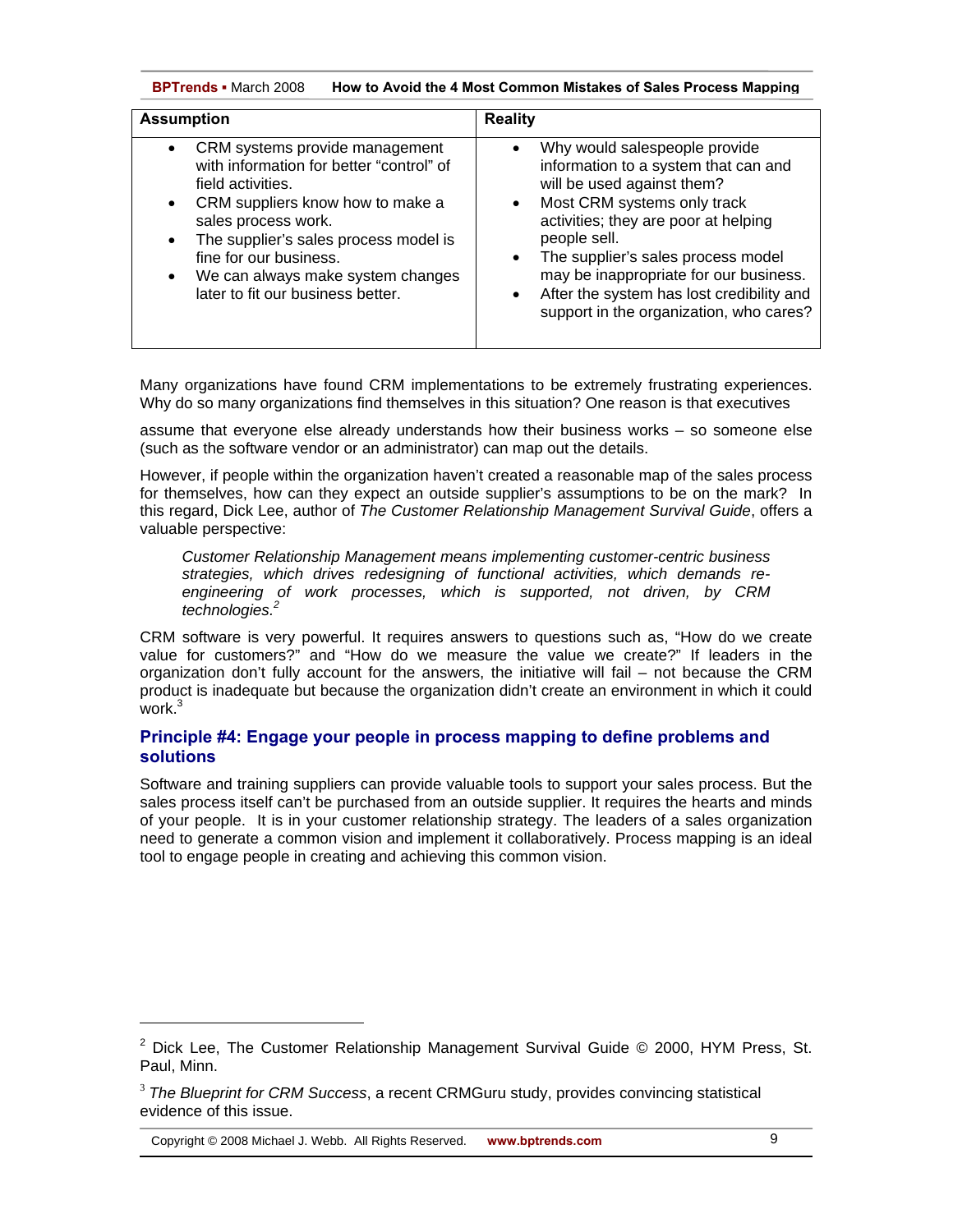| Assumption | Reality |
|---|---|
| • CRM systems provide management with information for better "control" of field activities.<br>• CRM suppliers know how to make a sales process work.<br>• The supplier's sales process model is fine for our business.<br>• We can always make system changes later to fit our business better. | • Why would salespeople provide information to a system that can and will be used against them?<br>• Most CRM systems only track activities; they are poor at helping people sell.<br>• The supplier's sales process model may be inappropriate for our business.<br>• After the system has lost credibility and support in the organization, who cares? |

Many organizations have found CRM implementations to be extremely frustrating experiences. Why do so many organizations find themselves in this situation? One reason is that executives assume that everyone else already understands how their business works – so someone else (such as the software vendor or an administrator) can map out the details.

However, if people within the organization haven't created a reasonable map of the sales process for themselves, how can they expect an outside supplier's assumptions to be on the mark? In this regard, Dick Lee, author of *The Customer Relationship Management Survival Guide*, offers a valuable perspective:

> *Customer Relationship Management means implementing customer-centric business strategies, which drives redesigning of functional activities, which demands re-engineering of work processes, which is supported, not driven, by CRM technologies.*[2]

CRM software is very powerful. It requires answers to questions such as, "How do we create value for customers?" and "How do we measure the value we create?" If leaders in the organization don't fully account for the answers, the initiative will fail – not because the CRM product is inadequate but because the organization didn't create an environment in which it could work.[3]

### Principle #4: Engage your people in process mapping to define problems and solutions

Software and training suppliers can provide valuable tools to support your sales process. But the sales process itself can't be purchased from an outside supplier. It requires the hearts and minds of your people. It is in your customer relationship strategy. The leaders of a sales organization need to generate a common vision and implement it collaboratively. Process mapping is an ideal tool to engage people in creating and achieving this common vision.

---

[2] Dick Lee, The Customer Relationship Management Survival Guide © 2000, HYM Press, St. Paul, Minn.

[3] *The Blueprint for CRM Success*, a recent CRMGuru study, provides convincing statistical evidence of this issue.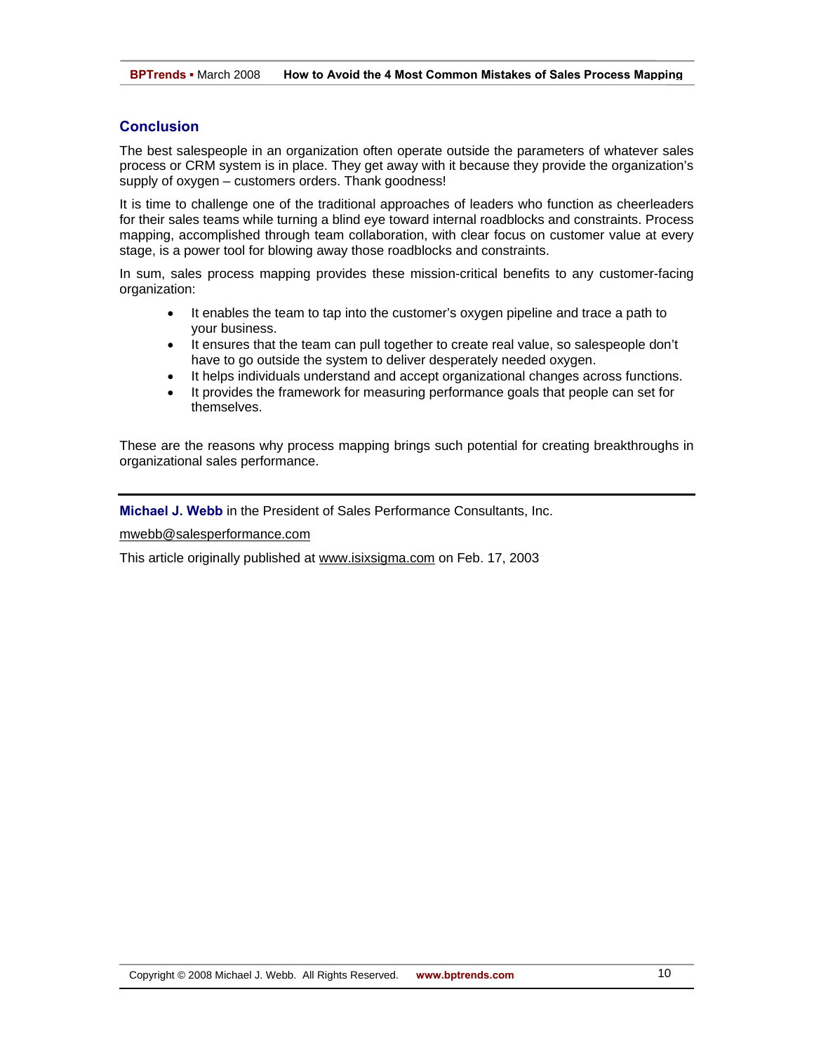## Conclusion

The best salespeople in an organization often operate outside the parameters of whatever sales process or CRM system is in place. They get away with it because they provide the organization's supply of oxygen – customers orders. Thank goodness!

It is time to challenge one of the traditional approaches of leaders who function as cheerleaders for their sales teams while turning a blind eye toward internal roadblocks and constraints. Process mapping, accomplished through team collaboration, with clear focus on customer value at every stage, is a power tool for blowing away those roadblocks and constraints.

In sum, sales process mapping provides these mission-critical benefits to any customer-facing organization:

- It enables the team to tap into the customer's oxygen pipeline and trace a path to your business.
- It ensures that the team can pull together to create real value, so salespeople don't have to go outside the system to deliver desperately needed oxygen.
- It helps individuals understand and accept organizational changes across functions.
- It provides the framework for measuring performance goals that people can set for themselves.

These are the reasons why process mapping brings such potential for creating breakthroughs in organizational sales performance.

---

**Michael J. Webb** in the President of Sales Performance Consultants, Inc.

mwebb@salesperformance.com

This article originally published at www.isixsigma.com on Feb. 17, 2003